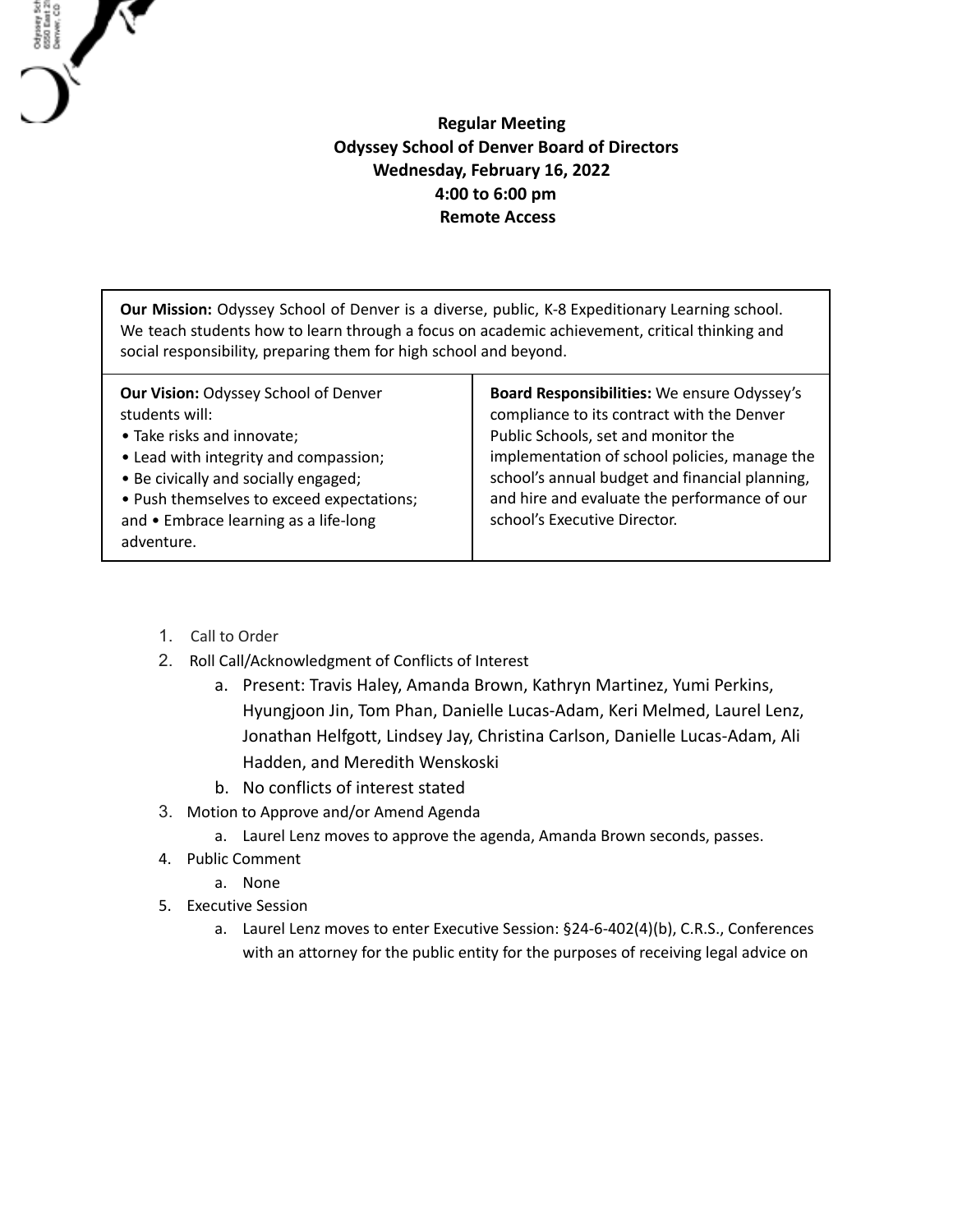**Regular Meeting**
**Odyssey School of Denver Board of Directors**
**Wednesday, February 16, 2022**
**4:00 to 6:00 pm**
**Remote Access**

| **Our Mission:** Odyssey School of Denver is a diverse, public, K-8 Expeditionary Learning school. We teach students how to learn through a focus on academic achievement, critical thinking and social responsibility, preparing them for high school and beyond. | |
|---|---|
| **Our Vision:** Odyssey School of Denver students will:<br>• Take risks and innovate;<br>• Lead with integrity and compassion;<br>• Be civically and socially engaged;<br>• Push themselves to exceed expectations; and • Embrace learning as a life-long adventure. | **Board Responsibilities:** We ensure Odyssey's compliance to its contract with the Denver Public Schools, set and monitor the implementation of school policies, manage the school's annual budget and financial planning, and hire and evaluate the performance of our school's Executive Director. |

1. Call to Order
2. Roll Call/Acknowledgment of Conflicts of Interest
   a. Present: Travis Haley, Amanda Brown, Kathryn Martinez, Yumi Perkins, Hyungjoon Jin, Tom Phan, Danielle Lucas-Adam, Keri Melmed, Laurel Lenz, Jonathan Helfgott, Lindsey Jay, Christina Carlson, Danielle Lucas-Adam, Ali Hadden, and Meredith Wenskoski
   b. No conflicts of interest stated
3. Motion to Approve and/or Amend Agenda
   a. Laurel Lenz moves to approve the agenda, Amanda Brown seconds, passes.
4. Public Comment
   a. None
5. Executive Session
   a. Laurel Lenz moves to enter Executive Session: §24-6-402(4)(b), C.R.S., Conferences with an attorney for the public entity for the purposes of receiving legal advice on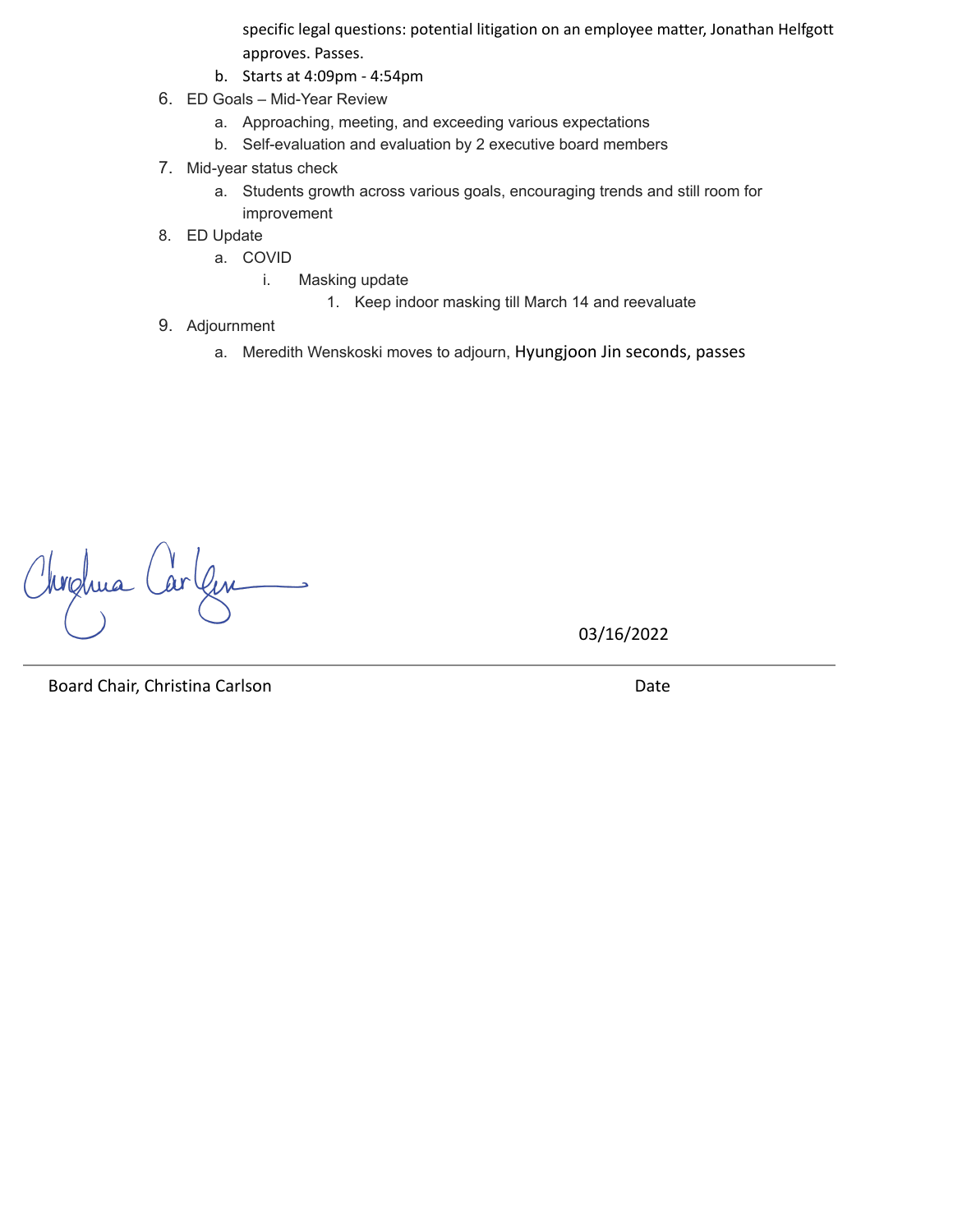specific legal questions: potential litigation on an employee matter, Jonathan Helfgott approves. Passes.

   b. Starts at 4:09pm - 4:54pm

6. ED Goals – Mid-Year Review
   a. Approaching, meeting, and exceeding various expectations
   b. Self-evaluation and evaluation by 2 executive board members
7. Mid-year status check
   a. Students growth across various goals, encouraging trends and still room for improvement
8. ED Update
   a. COVID
      i. Masking update
         1. Keep indoor masking till March 14 and reevaluate
9. Adjournment
   a. Meredith Wenskoski moves to adjourn, Hyungjoon Jin seconds, passes

03/16/2022

Board Chair, Christina Carlson — Date